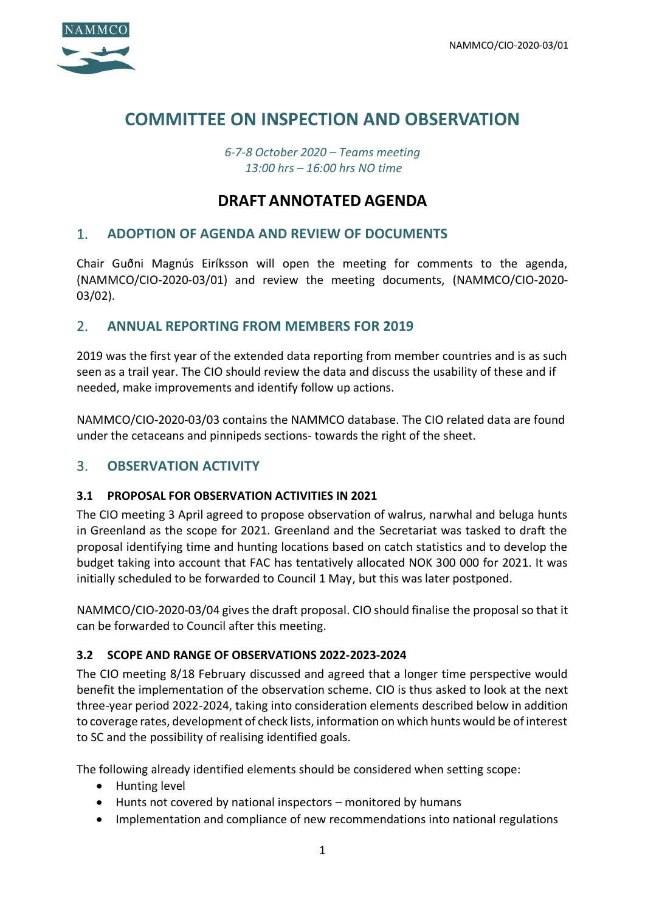NAMMCO/CIO-2020-03/01

# COMMITTEE ON INSPECTION AND OBSERVATION

*6-7-8 October 2020 – Teams meeting*
*13:00 hrs – 16:00 hrs NO time*

# DRAFT ANNOTATED AGENDA

## 1. ADOPTION OF AGENDA AND REVIEW OF DOCUMENTS

Chair Guðni Magnús Eiríksson will open the meeting for comments to the agenda, (NAMMCO/CIO-2020-03/01) and review the meeting documents, (NAMMCO/CIO-2020-03/02).

## 2. ANNUAL REPORTING FROM MEMBERS FOR 2019

2019 was the first year of the extended data reporting from member countries and is as such seen as a trail year. The CIO should review the data and discuss the usability of these and if needed, make improvements and identify follow up actions.

NAMMCO/CIO-2020-03/03 contains the NAMMCO database. The CIO related data are found under the cetaceans and pinnipeds sections- towards the right of the sheet.

## 3. OBSERVATION ACTIVITY

### 3.1 PROPOSAL FOR OBSERVATION ACTIVITIES IN 2021

The CIO meeting 3 April agreed to propose observation of walrus, narwhal and beluga hunts in Greenland as the scope for 2021. Greenland and the Secretariat was tasked to draft the proposal identifying time and hunting locations based on catch statistics and to develop the budget taking into account that FAC has tentatively allocated NOK 300 000 for 2021. It was initially scheduled to be forwarded to Council 1 May, but this was later postponed.

NAMMCO/CIO-2020-03/04 gives the draft proposal. CIO should finalise the proposal so that it can be forwarded to Council after this meeting.

### 3.2 SCOPE AND RANGE OF OBSERVATIONS 2022-2023-2024

The CIO meeting 8/18 February discussed and agreed that a longer time perspective would benefit the implementation of the observation scheme. CIO is thus asked to look at the next three-year period 2022-2024, taking into consideration elements described below in addition to coverage rates, development of check lists, information on which hunts would be of interest to SC and the possibility of realising identified goals.

The following already identified elements should be considered when setting scope:

- Hunting level
- Hunts not covered by national inspectors – monitored by humans
- Implementation and compliance of new recommendations into national regulations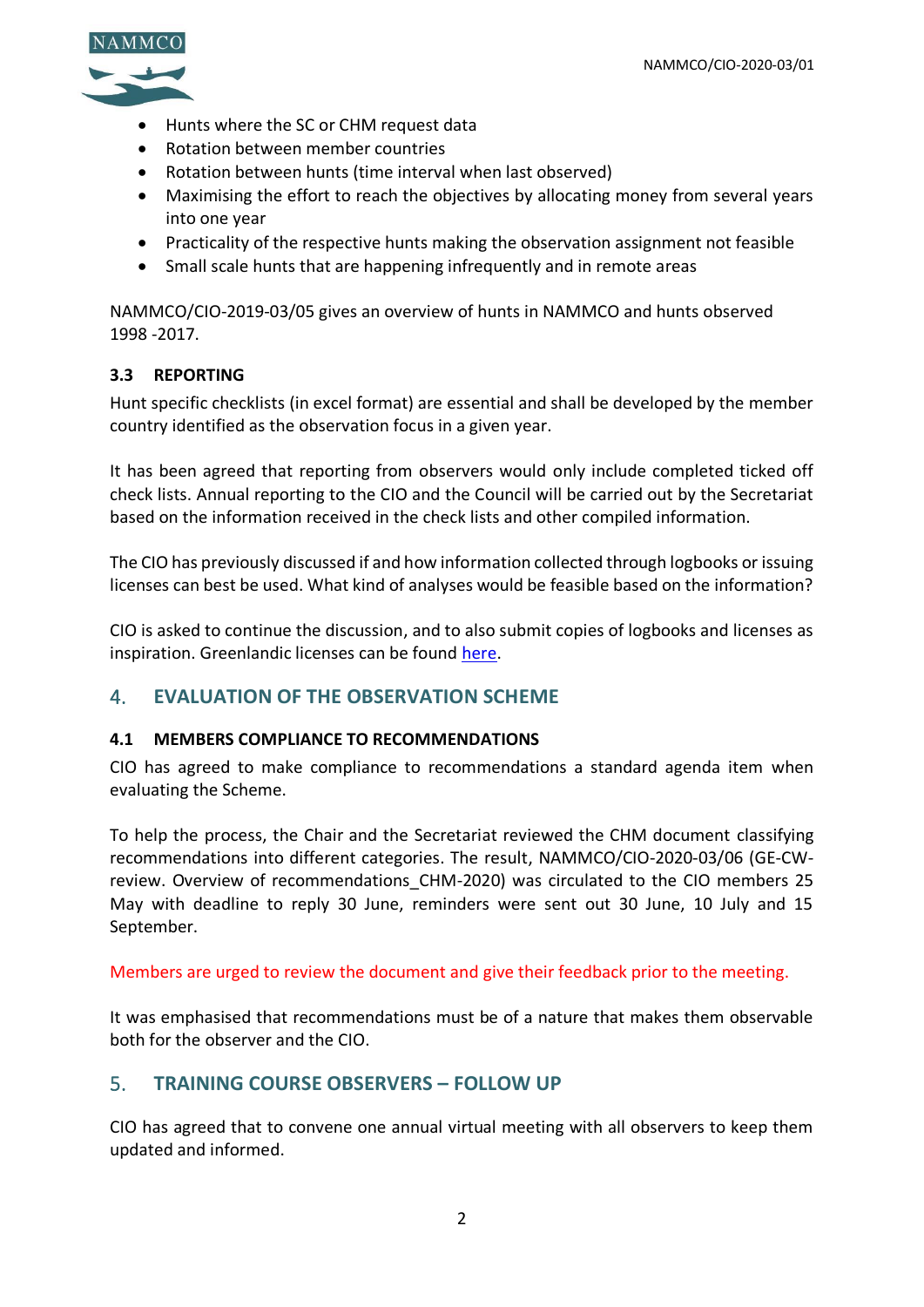- Hunts where the SC or CHM request data
- Rotation between member countries
- Rotation between hunts (time interval when last observed)
- Maximising the effort to reach the objectives by allocating money from several years into one year
- Practicality of the respective hunts making the observation assignment not feasible
- Small scale hunts that are happening infrequently and in remote areas

NAMMCO/CIO-2019-03/05 gives an overview of hunts in NAMMCO and hunts observed 1998 -2017.

### 3.3 REPORTING

Hunt specific checklists (in excel format) are essential and shall be developed by the member country identified as the observation focus in a given year.

It has been agreed that reporting from observers would only include completed ticked off check lists. Annual reporting to the CIO and the Council will be carried out by the Secretariat based on the information received in the check lists and other compiled information.

The CIO has previously discussed if and how information collected through logbooks or issuing licenses can best be used. What kind of analyses would be feasible based on the information?

CIO is asked to continue the discussion, and to also submit copies of logbooks and licenses as inspiration. Greenlandic licenses can be found here.

## 4. EVALUATION OF THE OBSERVATION SCHEME

### 4.1 MEMBERS COMPLIANCE TO RECOMMENDATIONS

CIO has agreed to make compliance to recommendations a standard agenda item when evaluating the Scheme.

To help the process, the Chair and the Secretariat reviewed the CHM document classifying recommendations into different categories. The result, NAMMCO/CIO-2020-03/06 (GE-CW-review. Overview of recommendations_CHM-2020) was circulated to the CIO members 25 May with deadline to reply 30 June, reminders were sent out 30 June, 10 July and 15 September.

Members are urged to review the document and give their feedback prior to the meeting.

It was emphasised that recommendations must be of a nature that makes them observable both for the observer and the CIO.

## 5. TRAINING COURSE OBSERVERS – FOLLOW UP

CIO has agreed that to convene one annual virtual meeting with all observers to keep them updated and informed.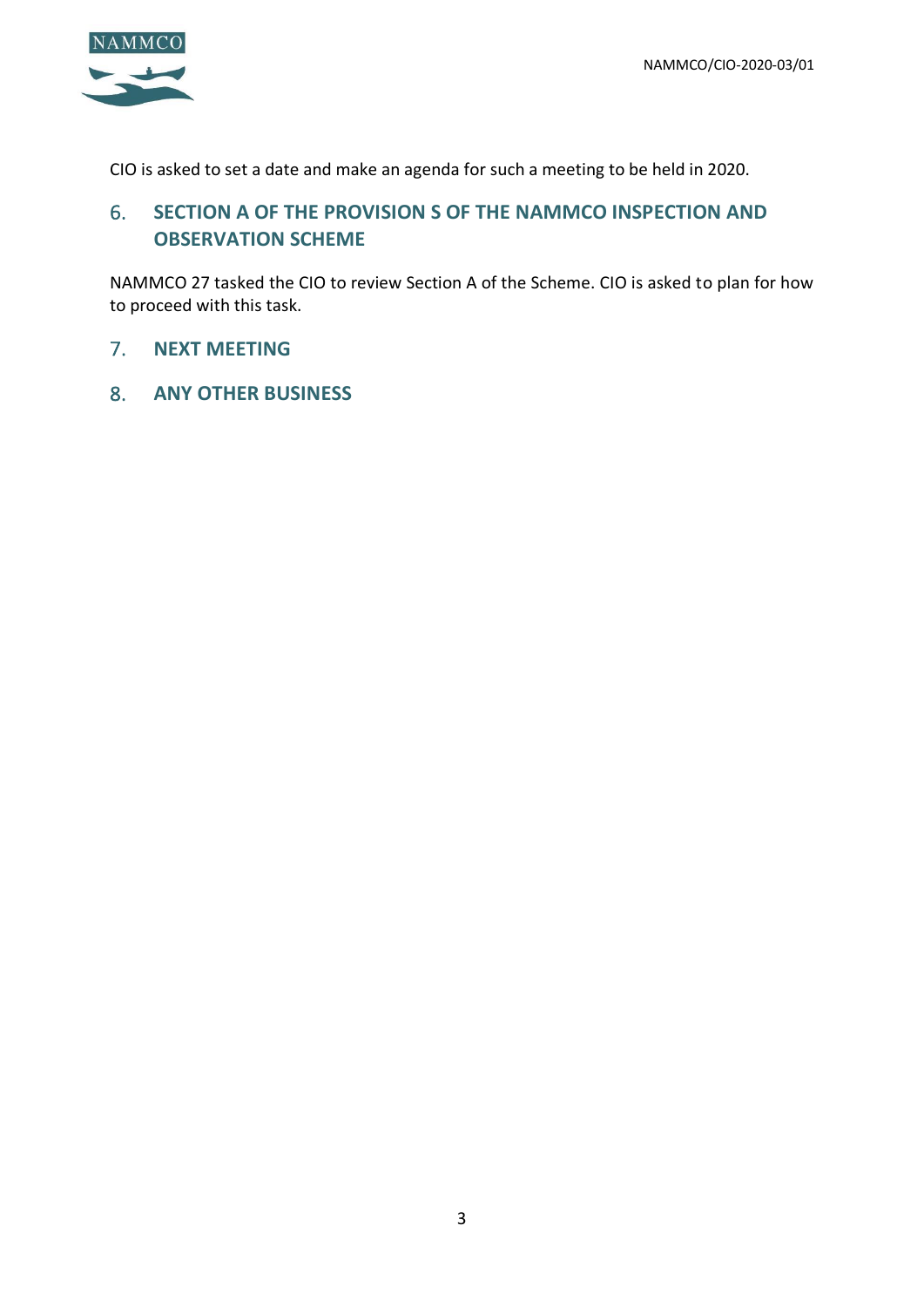CIO is asked to set a date and make an agenda for such a meeting to be held in 2020.

## 6. SECTION A OF THE PROVISION S OF THE NAMMCO INSPECTION AND OBSERVATION SCHEME

NAMMCO 27 tasked the CIO to review Section A of the Scheme. CIO is asked to plan for how to proceed with this task.

## 7. NEXT MEETING

## 8. ANY OTHER BUSINESS